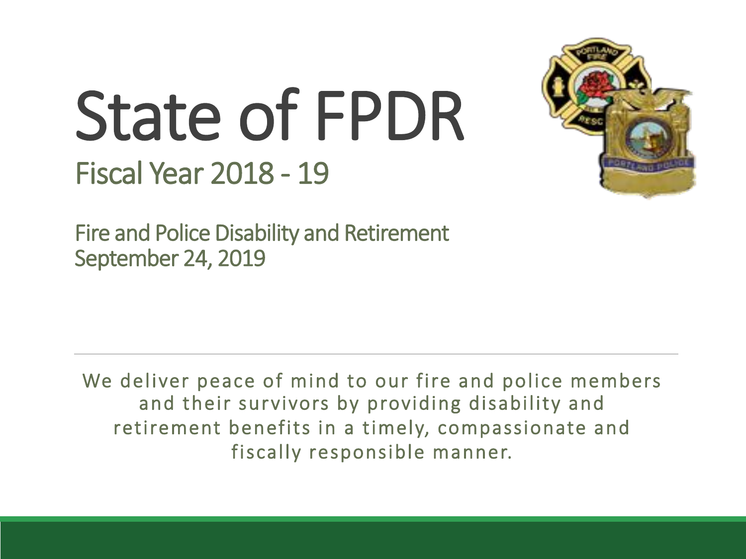# State of FPDR

## Fiscal Year 2018 - 19

Fire and Police Disability and Retirement
September 24, 2019

We deliver peace of mind to our fire and police members and their survivors by providing disability and retirement benefits in a timely, compassionate and fiscally responsible manner.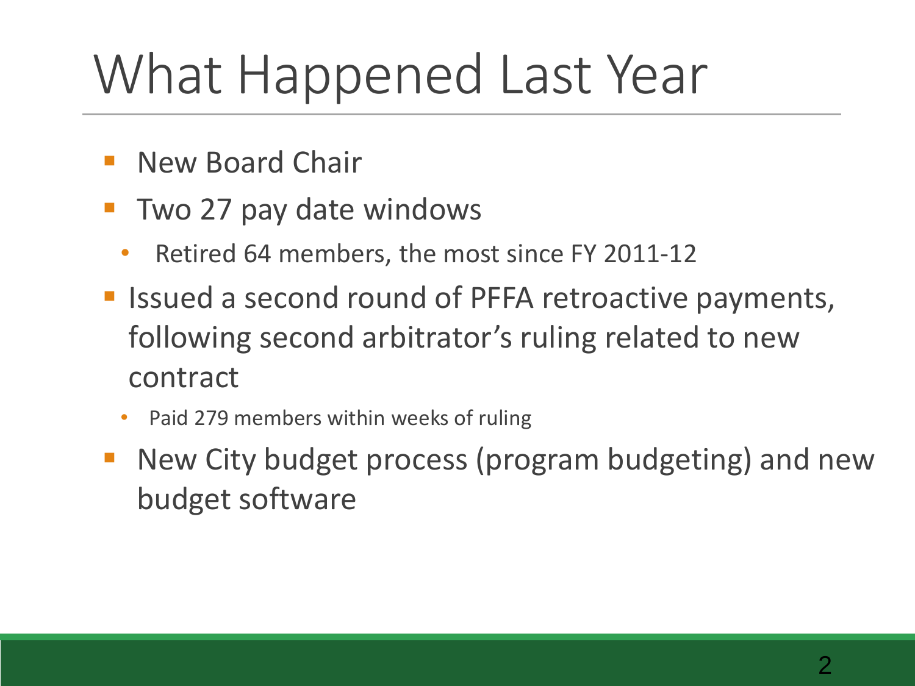# What Happened Last Year

- New Board Chair
- Two 27 pay date windows
  - Retired 64 members, the most since FY 2011-12
- Issued a second round of PFFA retroactive payments, following second arbitrator's ruling related to new contract
  - Paid 279 members within weeks of ruling
- New City budget process (program budgeting) and new budget software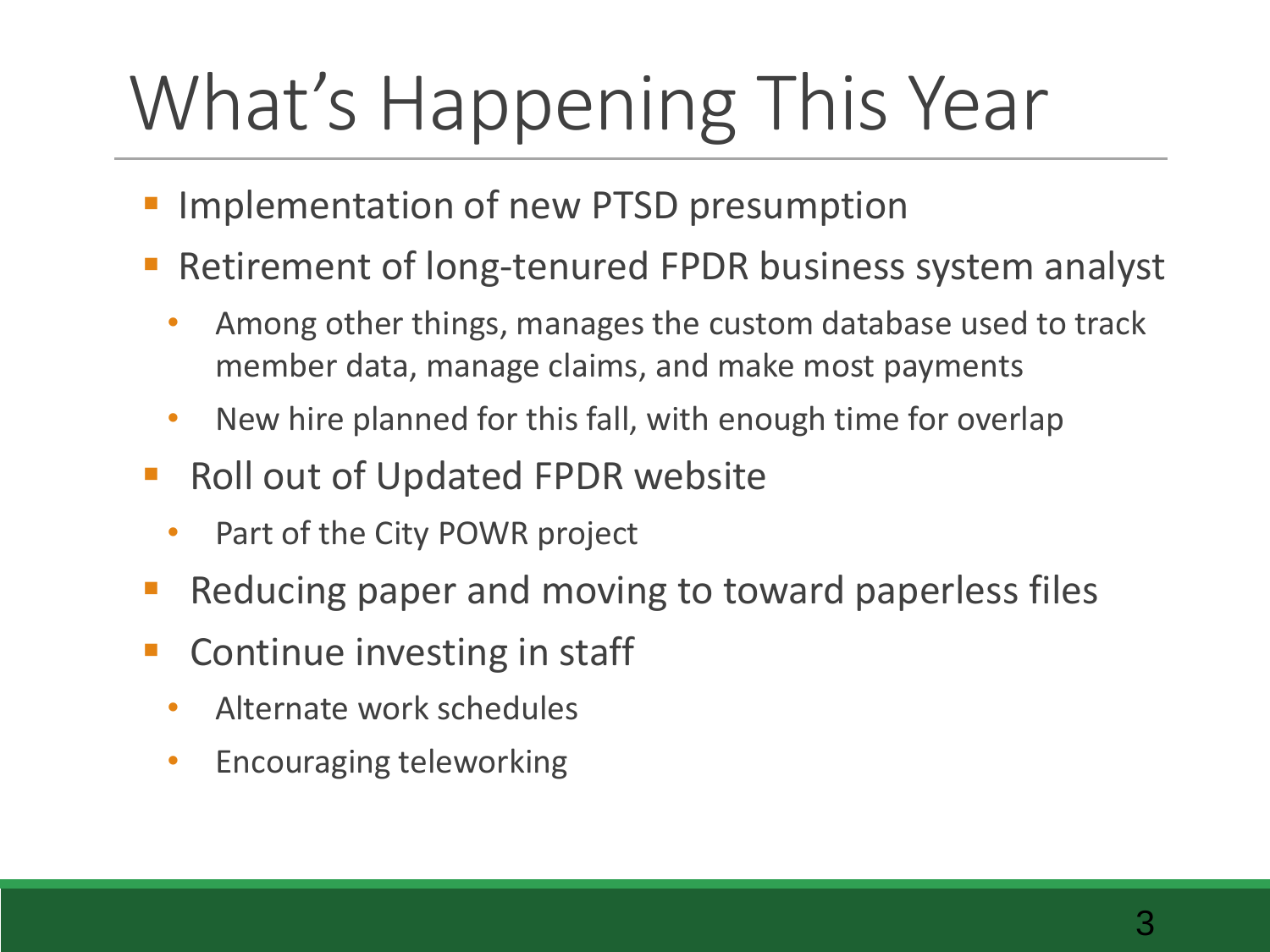# What's Happening This Year

- Implementation of new PTSD presumption
- Retirement of long-tenured FPDR business system analyst
  - Among other things, manages the custom database used to track member data, manage claims, and make most payments
  - New hire planned for this fall, with enough time for overlap
- Roll out of Updated FPDR website
  - Part of the City POWR project
- Reducing paper and moving to toward paperless files
- Continue investing in staff
  - Alternate work schedules
  - Encouraging teleworking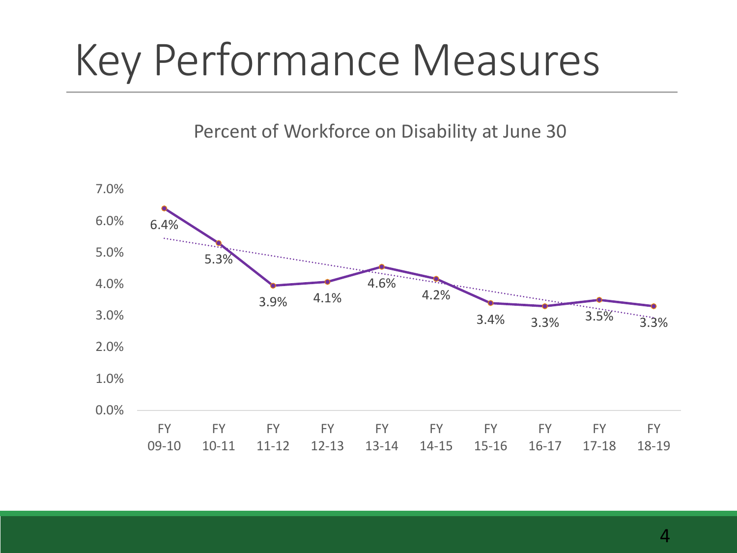# Key Performance Measures

Percent of Workforce on Disability at June 30

| Fiscal Year | Percent |
| --- | --- |
| FY 09-10 | 6.4% |
| FY 10-11 | 5.3% |
| FY 11-12 | 3.9% |
| FY 12-13 | 4.1% |
| FY 13-14 | 4.6% |
| FY 14-15 | 4.2% |
| FY 15-16 | 3.4% |
| FY 16-17 | 3.3% |
| FY 17-18 | 3.5% |
| FY 18-19 | 3.3% |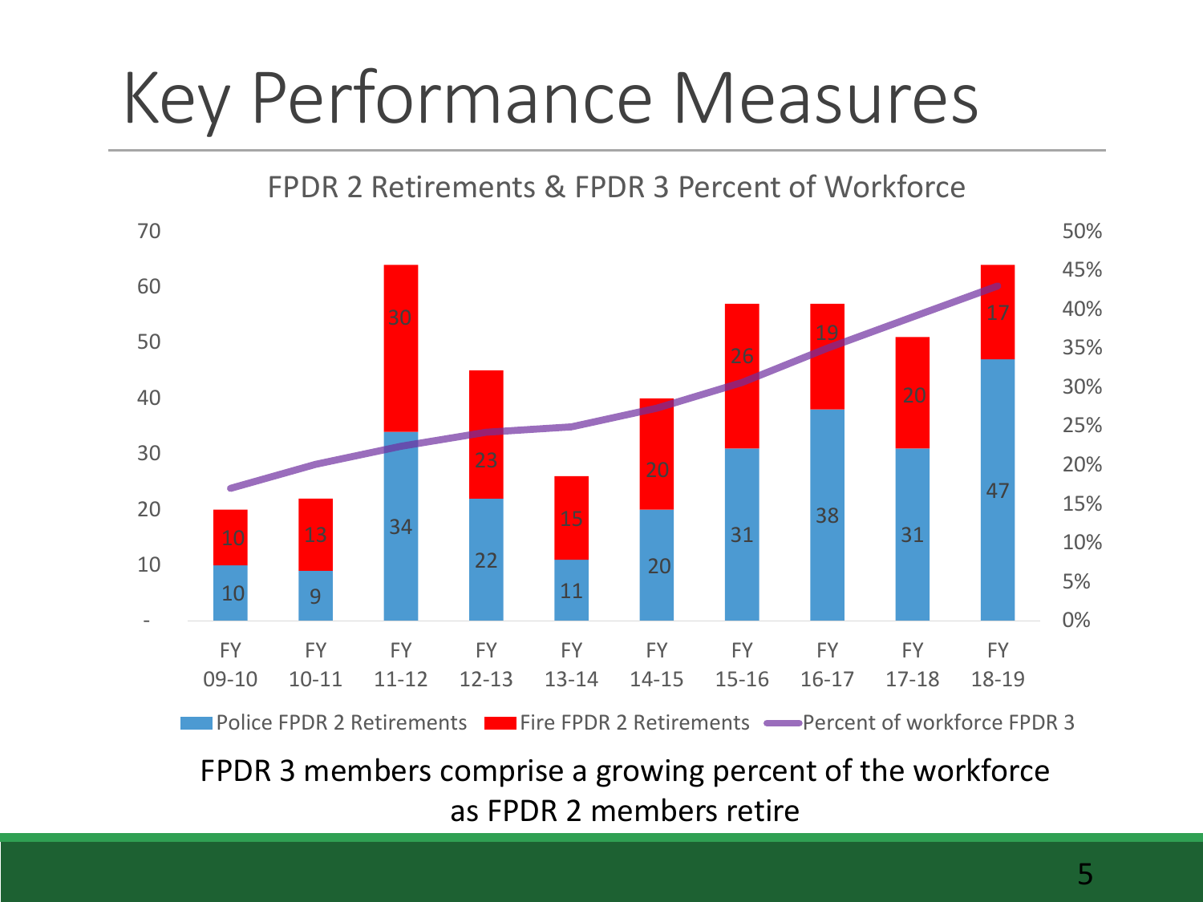# Key Performance Measures

FPDR 2 Retirements & FPDR 3 Percent of Workforce

| | FY 09-10 | FY 10-11 | FY 11-12 | FY 12-13 | FY 13-14 | FY 14-15 | FY 15-16 | FY 16-17 | FY 17-18 | FY 18-19 |
|---|---|---|---|---|---|---|---|---|---|---|
| Police FPDR 2 Retirements | 10 | 9 | 34 | 22 | 11 | 20 | 31 | 38 | 31 | 47 |
| Fire FPDR 2 Retirements | 10 | 13 | 30 | 23 | 15 | 20 | 26 | 19 | 20 | 17 |

Legend: Police FPDR 2 Retirements; Fire FPDR 2 Retirements; Percent of workforce FPDR 3

FPDR 3 members comprise a growing percent of the workforce as FPDR 2 members retire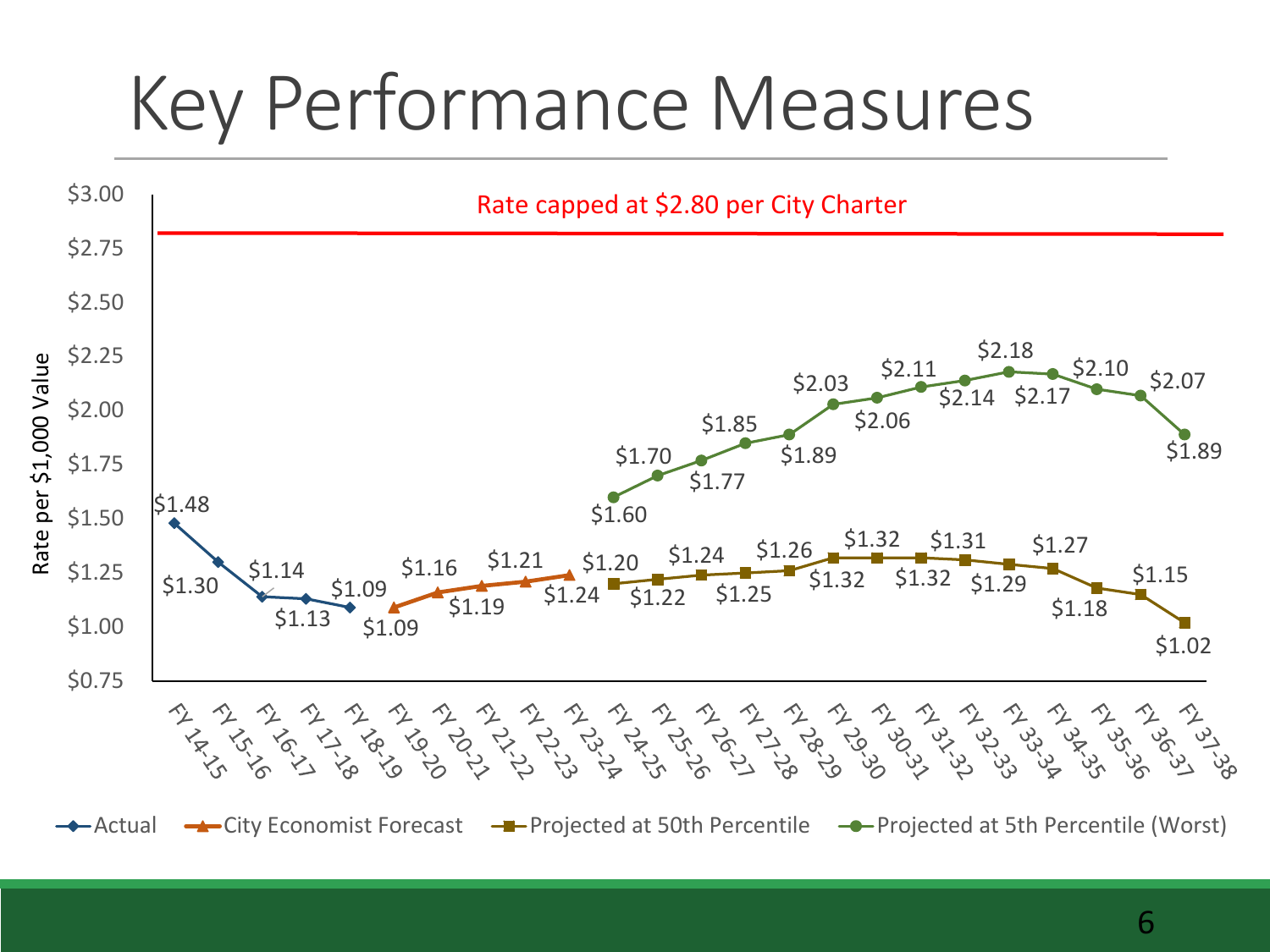# Key Performance Measures

Rate capped at $2.80 per City Charter

Rate per $1,000 Value

| Fiscal Year | Actual | City Economist Forecast | Projected at 50th Percentile | Projected at 5th Percentile (Worst) |
|---|---|---|---|---|
| FY 14-15 | $1.48 | | | |
| FY 15-16 | $1.30 | | | |
| FY 16-17 | $1.14 | | | |
| FY 17-18 | $1.13 | | | |
| FY 18-19 | $1.09 | | | |
| FY 19-20 | | $1.09 | | |
| FY 20-21 | | $1.16 | | |
| FY 21-22 | | $1.19 | | |
| FY 22-23 | | $1.21 | | |
| FY 23-24 | | $1.24 | | |
| FY 24-25 | | | $1.20 | $1.60 |
| FY 25-26 | | | $1.22 | $1.70 |
| FY 26-27 | | | $1.24 | $1.77 |
| FY 27-28 | | | $1.25 | $1.85 |
| FY 28-29 | | | $1.26 | $1.89 |
| FY 29-30 | | | $1.32 | $2.03 |
| FY 30-31 | | | $1.32 | $2.06 |
| FY 31-32 | | | $1.32 | $2.11 |
| FY 32-33 | | | $1.31 | $2.14 |
| FY 33-34 | | | $1.29 | $2.18 |
| FY 34-35 | | | $1.27 | $2.17 |
| FY 35-36 | | | $1.18 | $2.10 |
| FY 36-37 | | | $1.15 | $2.07 |
| FY 37-38 | | | $1.02 | $1.89 |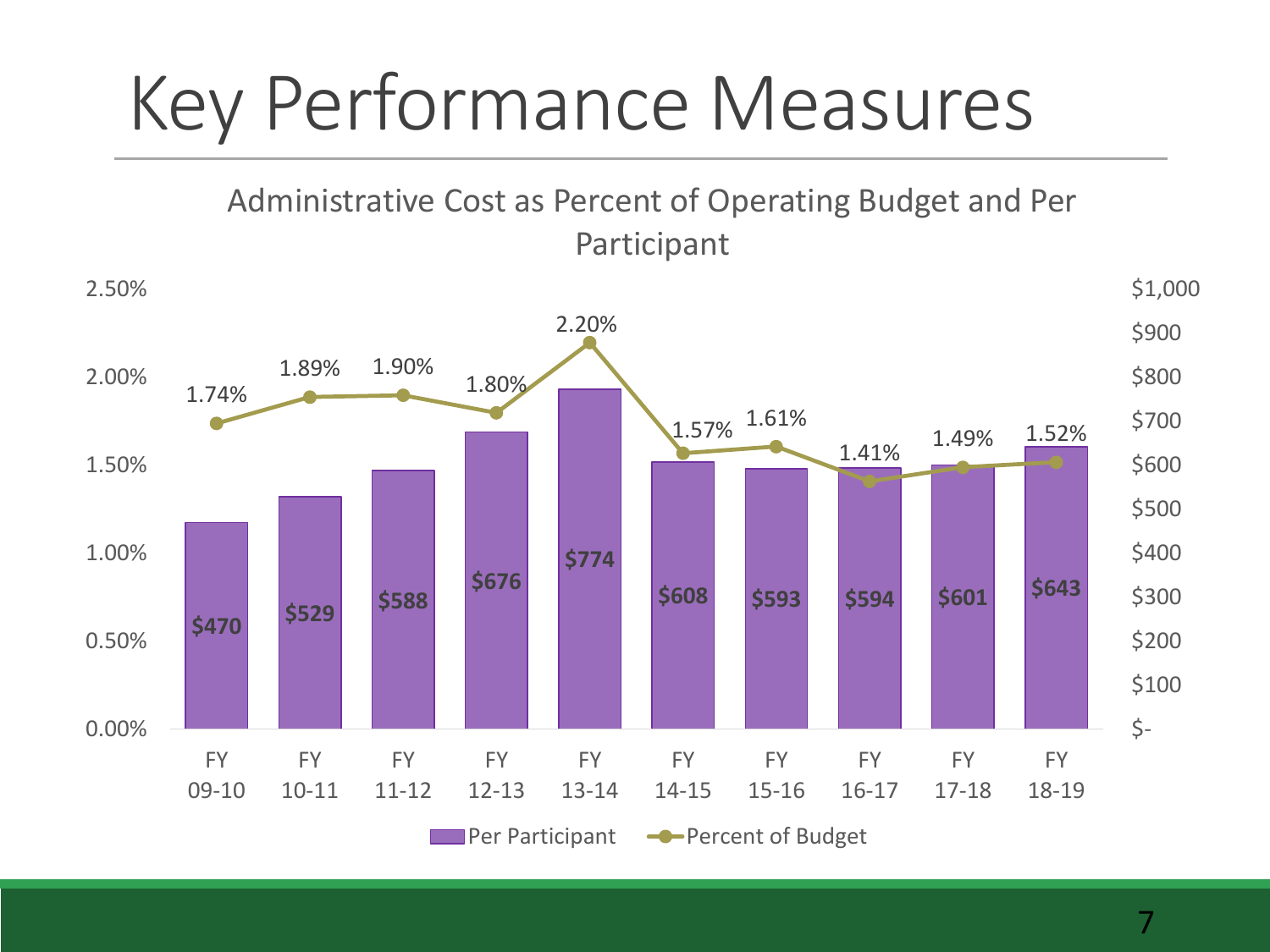# Key Performance Measures

Administrative Cost as Percent of Operating Budget and Per Participant

| Fiscal Year | Per Participant | Percent of Budget |
|---|---|---|
| FY 09-10 | $470 | 1.74% |
| FY 10-11 | $529 | 1.89% |
| FY 11-12 | $588 | 1.90% |
| FY 12-13 | $676 | 1.80% |
| FY 13-14 | $774 | 2.20% |
| FY 14-15 | $608 | 1.57% |
| FY 15-16 | $593 | 1.61% |
| FY 16-17 | $594 | 1.41% |
| FY 17-18 | $601 | 1.49% |
| FY 18-19 | $643 | 1.52% |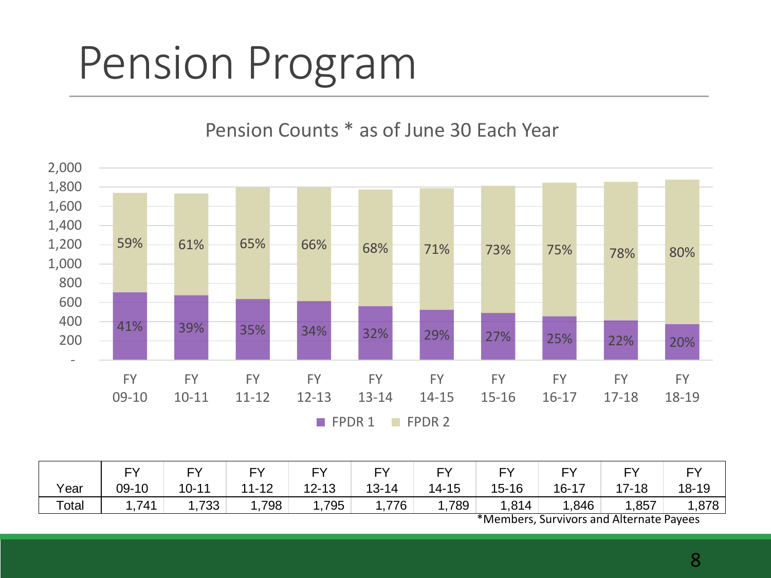# Pension Program

Pension Counts * as of June 30 Each Year

| | FY 09-10 | FY 10-11 | FY 11-12 | FY 12-13 | FY 13-14 | FY 14-15 | FY 15-16 | FY 16-17 | FY 17-18 | FY 18-19 |
|---|---|---|---|---|---|---|---|---|---|---|
| FPDR 1 | 41% | 39% | 35% | 34% | 32% | 29% | 27% | 25% | 22% | 20% |
| FPDR 2 | 59% | 61% | 65% | 66% | 68% | 71% | 73% | 75% | 78% | 80% |

| Year | FY 09-10 | FY 10-11 | FY 11-12 | FY 12-13 | FY 13-14 | FY 14-15 | FY 15-16 | FY 16-17 | FY 17-18 | FY 18-19 |
|---|---|---|---|---|---|---|---|---|---|---|
| Total | 1,741 | 1,733 | 1,798 | 1,795 | 1,776 | 1,789 | 1,814 | 1,846 | 1,857 | 1,878 |

*Members, Survivors and Alternate Payees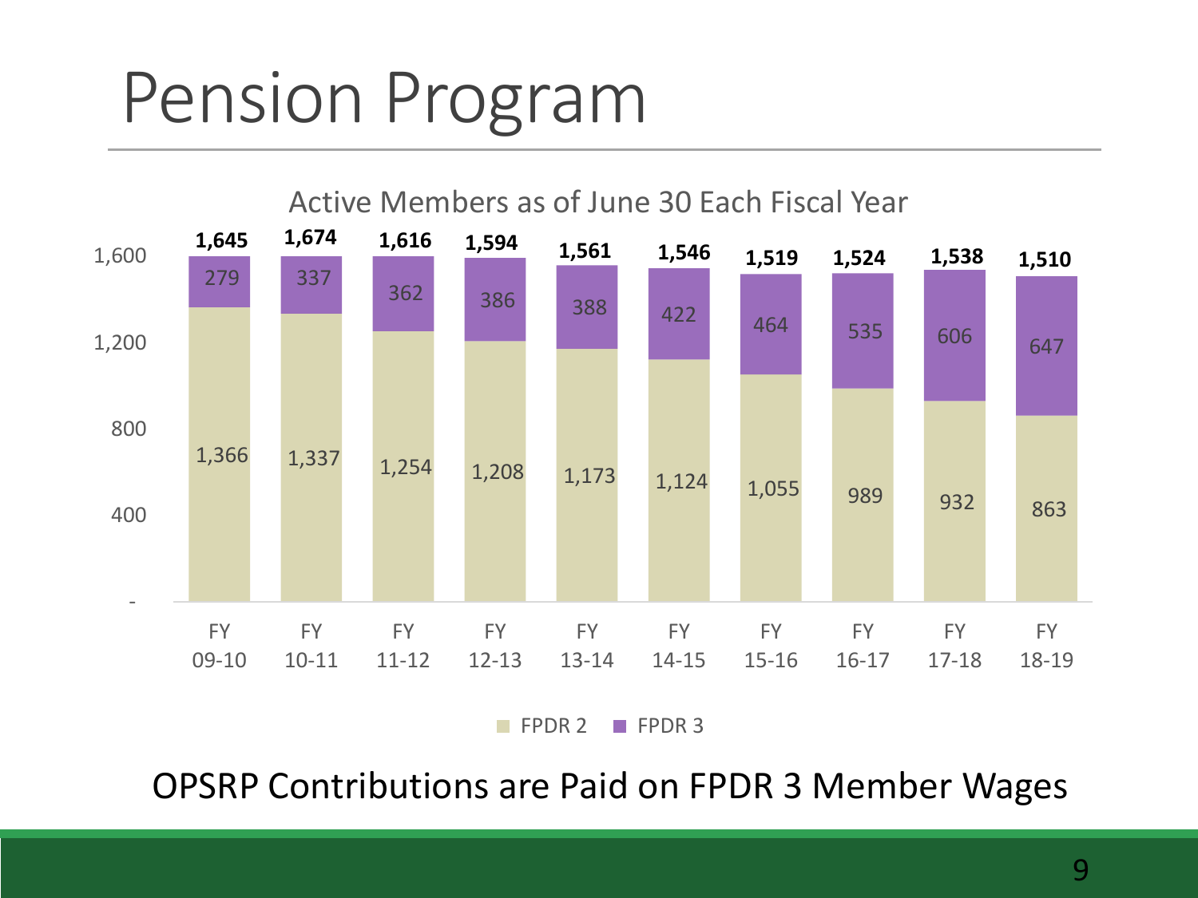# Pension Program

Active Members as of June 30 Each Fiscal Year

| | FY 09-10 | FY 10-11 | FY 11-12 | FY 12-13 | FY 13-14 | FY 14-15 | FY 15-16 | FY 16-17 | FY 17-18 | FY 18-19 |
|---|---|---|---|---|---|---|---|---|---|---|
| FPDR 2 | 1,366 | 1,337 | 1,254 | 1,208 | 1,173 | 1,124 | 1,055 | 989 | 932 | 863 |
| FPDR 3 | 279 | 337 | 362 | 386 | 388 | 422 | 464 | 535 | 606 | 647 |
| Total | 1,645 | 1,674 | 1,616 | 1,594 | 1,561 | 1,546 | 1,519 | 1,524 | 1,538 | 1,510 |

OPSRP Contributions are Paid on FPDR 3 Member Wages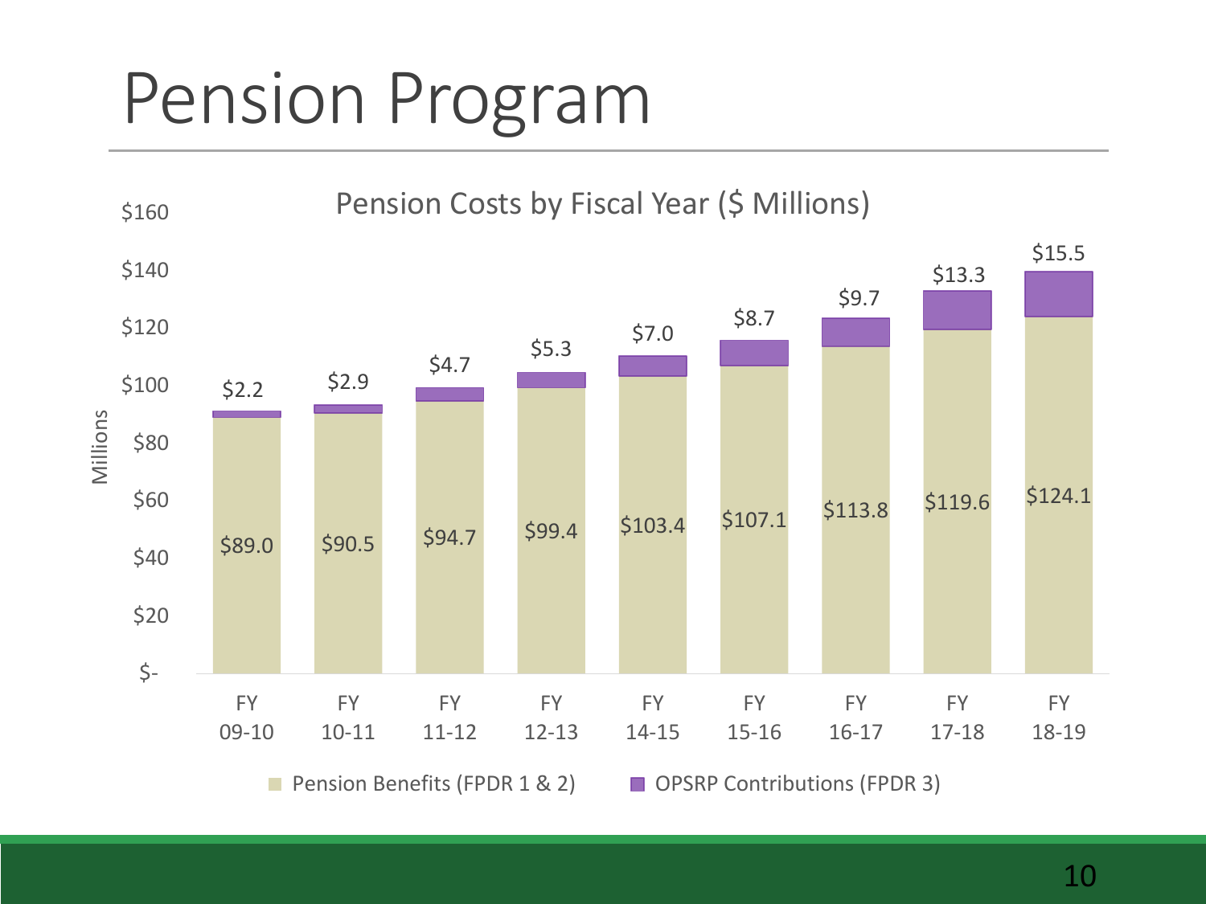# Pension Program

**Pension Costs by Fiscal Year ($ Millions)**

| Fiscal Year | Pension Benefits (FPDR 1 & 2) | OPSRP Contributions (FPDR 3) |
|---|---|---|
| FY 09-10 | $89.0 | $2.2 |
| FY 10-11 | $90.5 | $2.9 |
| FY 11-12 | $94.7 | $4.7 |
| FY 12-13 | $99.4 | $5.3 |
| FY 14-15 | $103.4 | $7.0 |
| FY 15-16 | $107.1 | $8.7 |
| FY 16-17 | $113.8 | $9.7 |
| FY 17-18 | $119.6 | $13.3 |
| FY 18-19 | $124.1 | $15.5 |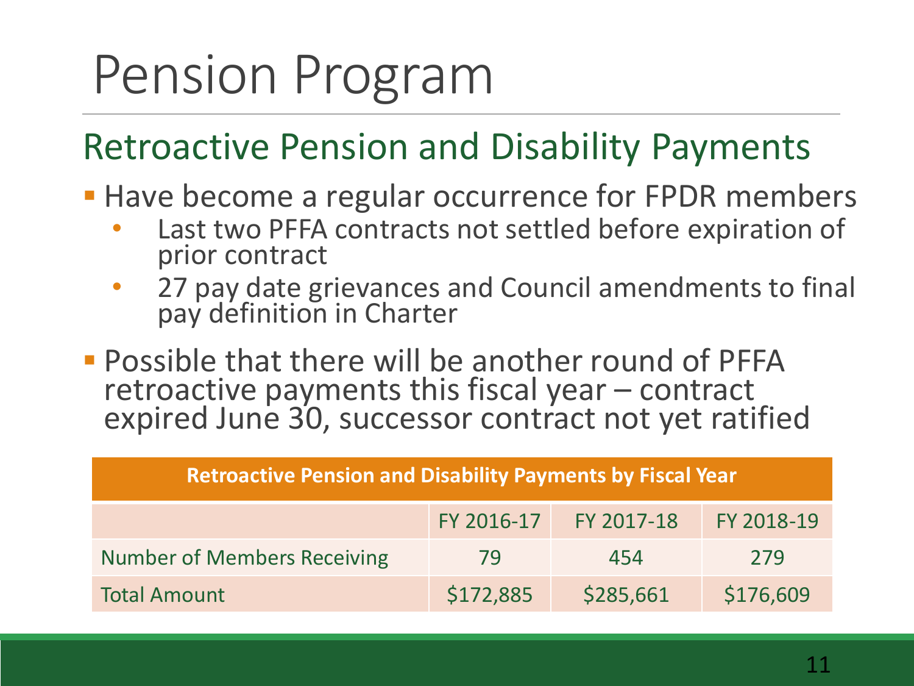# Pension Program

## Retroactive Pension and Disability Payments

- Have become a regular occurrence for FPDR members
  - Last two PFFA contracts not settled before expiration of prior contract
  - 27 pay date grievances and Council amendments to final pay definition in Charter
- Possible that there will be another round of PFFA retroactive payments this fiscal year – contract expired June 30, successor contract not yet ratified

| **Retroactive Pension and Disability Payments by Fiscal Year** | | | |
|---|---|---|---|
| | FY 2016-17 | FY 2017-18 | FY 2018-19 |
| Number of Members Receiving | 79 | 454 | 279 |
| Total Amount | $172,885 | $285,661 | $176,609 |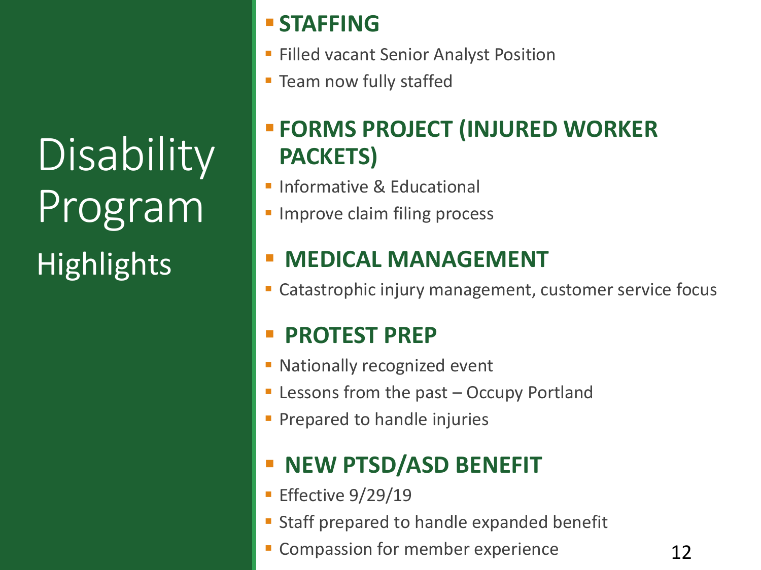# Disability Program

## Highlights

- **STAFFING**
  - Filled vacant Senior Analyst Position
  - Team now fully staffed
- **FORMS PROJECT (INJURED WORKER PACKETS)**
  - Informative & Educational
  - Improve claim filing process
- **MEDICAL MANAGEMENT**
  - Catastrophic injury management, customer service focus
- **PROTEST PREP**
  - Nationally recognized event
  - Lessons from the past – Occupy Portland
  - Prepared to handle injuries
- **NEW PTSD/ASD BENEFIT**
  - Effective 9/29/19
  - Staff prepared to handle expanded benefit
  - Compassion for member experience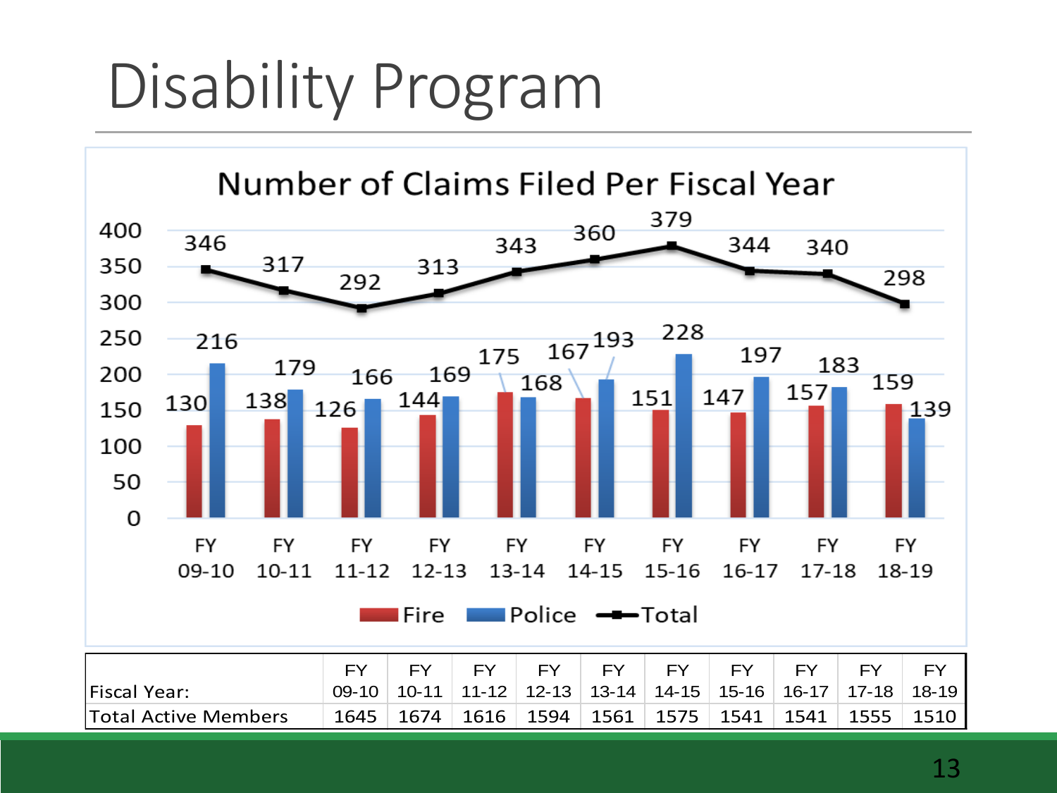# Disability Program

**Number of Claims Filed Per Fiscal Year**

| Fiscal Year | Fire | Police | Total |
|---|---|---|---|
| FY 09-10 | 130 | 216 | 346 |
| FY 10-11 | 138 | 179 | 317 |
| FY 11-12 | 126 | 166 | 292 |
| FY 12-13 | 144 | 169 | 313 |
| FY 13-14 | 175 | 168 | 343 |
| FY 14-15 | 167 | 193 | 360 |
| FY 15-16 | 151 | 228 | 379 |
| FY 16-17 | 147 | 197 | 344 |
| FY 17-18 | 157 | 183 | 340 |
| FY 18-19 | 159 | 139 | 298 |

| Fiscal Year: | FY 09-10 | FY 10-11 | FY 11-12 | FY 12-13 | FY 13-14 | FY 14-15 | FY 15-16 | FY 16-17 | FY 17-18 | FY 18-19 |
|---|---|---|---|---|---|---|---|---|---|---|
| Total Active Members | 1645 | 1674 | 1616 | 1594 | 1561 | 1575 | 1541 | 1541 | 1555 | 1510 |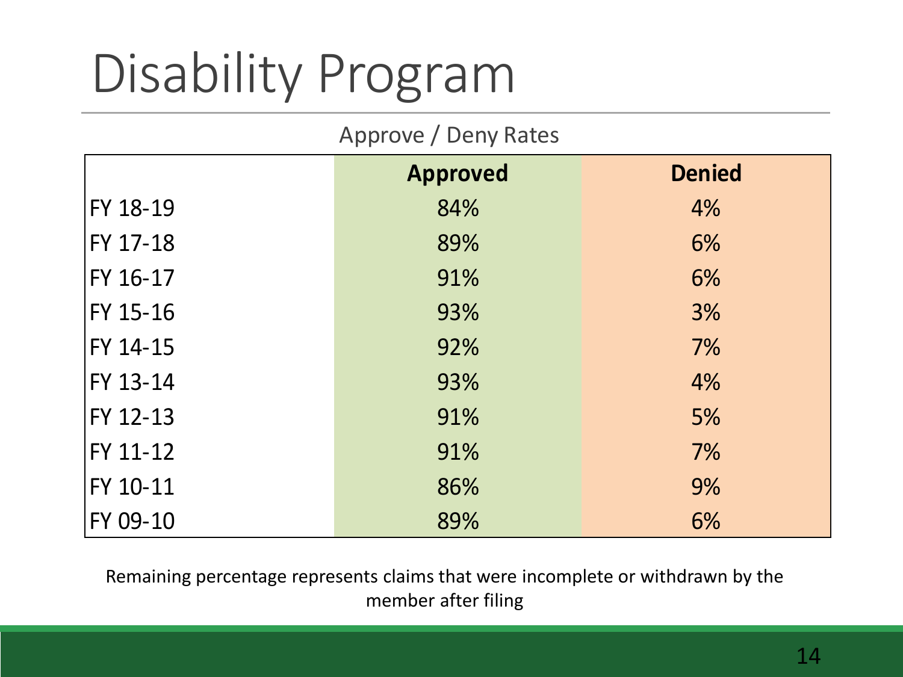# Disability Program

Approve / Deny Rates

| | Approved | Denied |
|---|---|---|
| FY 18-19 | 84% | 4% |
| FY 17-18 | 89% | 6% |
| FY 16-17 | 91% | 6% |
| FY 15-16 | 93% | 3% |
| FY 14-15 | 92% | 7% |
| FY 13-14 | 93% | 4% |
| FY 12-13 | 91% | 5% |
| FY 11-12 | 91% | 7% |
| FY 10-11 | 86% | 9% |
| FY 09-10 | 89% | 6% |

Remaining percentage represents claims that were incomplete or withdrawn by the member after filing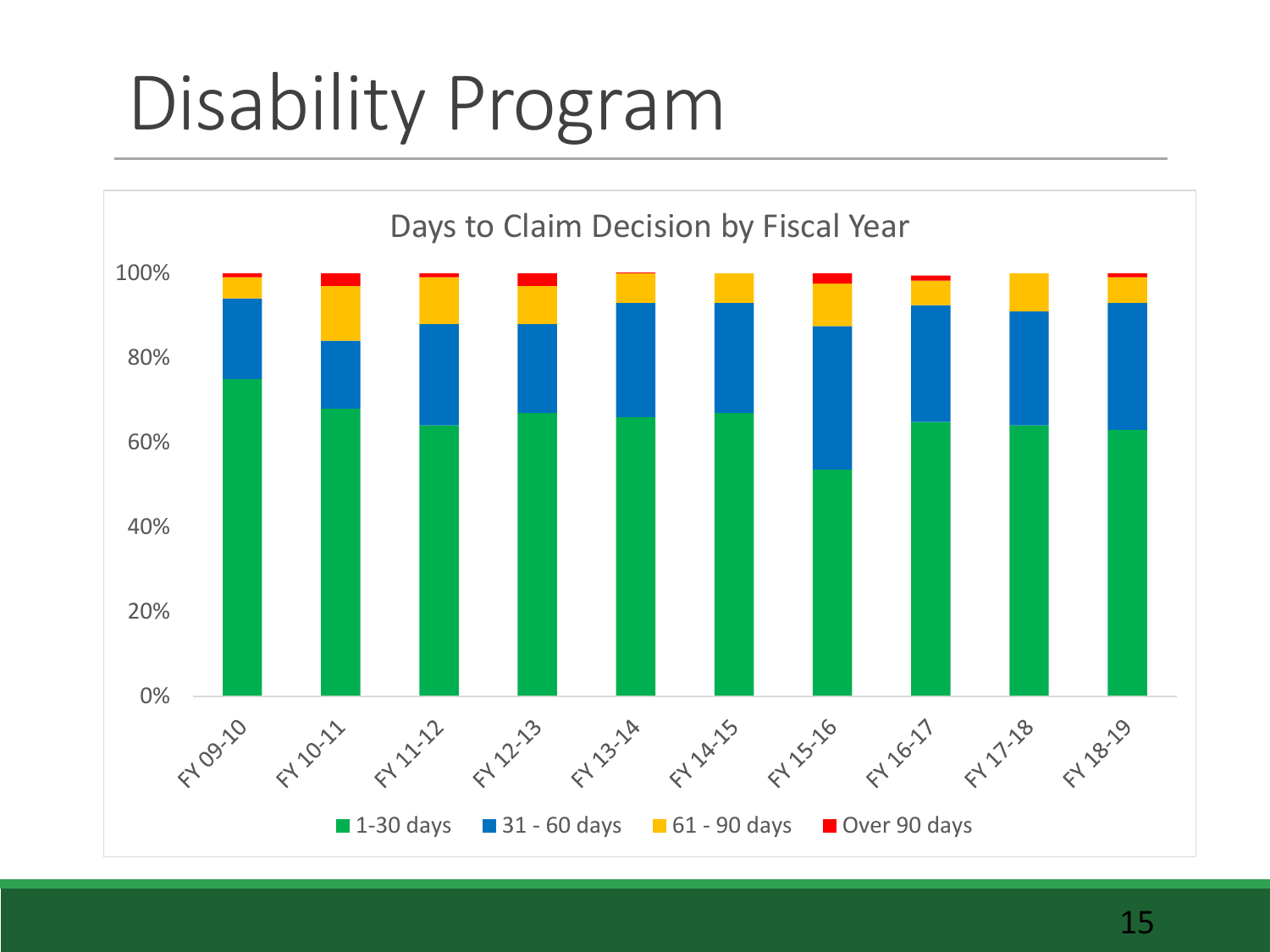# Disability Program

Days to Claim Decision by Fiscal Year

100%
80%
60%
40%
20%
0%

FY 09-10, FY 10-11, FY 11-12, FY 12-13, FY 13-14, FY 14-15, FY 15-16, FY 16-17, FY 17-18, FY 18-19

■ 1-30 days ■ 31 - 60 days ■ 61 - 90 days ■ Over 90 days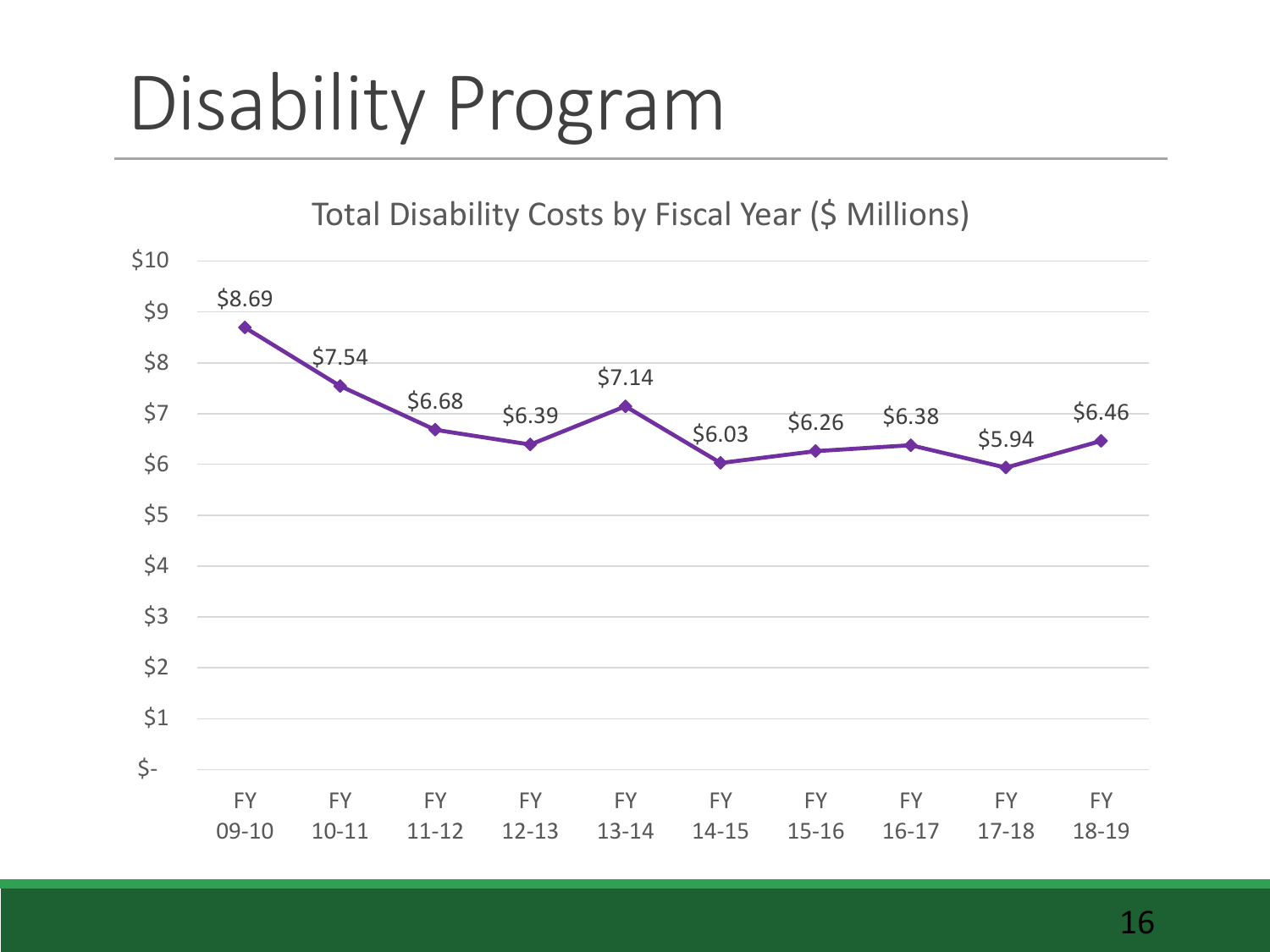# Disability Program

Total Disability Costs by Fiscal Year ($ Millions)

| Fiscal Year | Total Disability Costs ($ Millions) |
| --- | --- |
| FY 09-10 | $8.69 |
| FY 10-11 | $7.54 |
| FY 11-12 | $6.68 |
| FY 12-13 | $6.39 |
| FY 13-14 | $7.14 |
| FY 14-15 | $6.03 |
| FY 15-16 | $6.26 |
| FY 16-17 | $6.38 |
| FY 17-18 | $5.94 |
| FY 18-19 | $6.46 |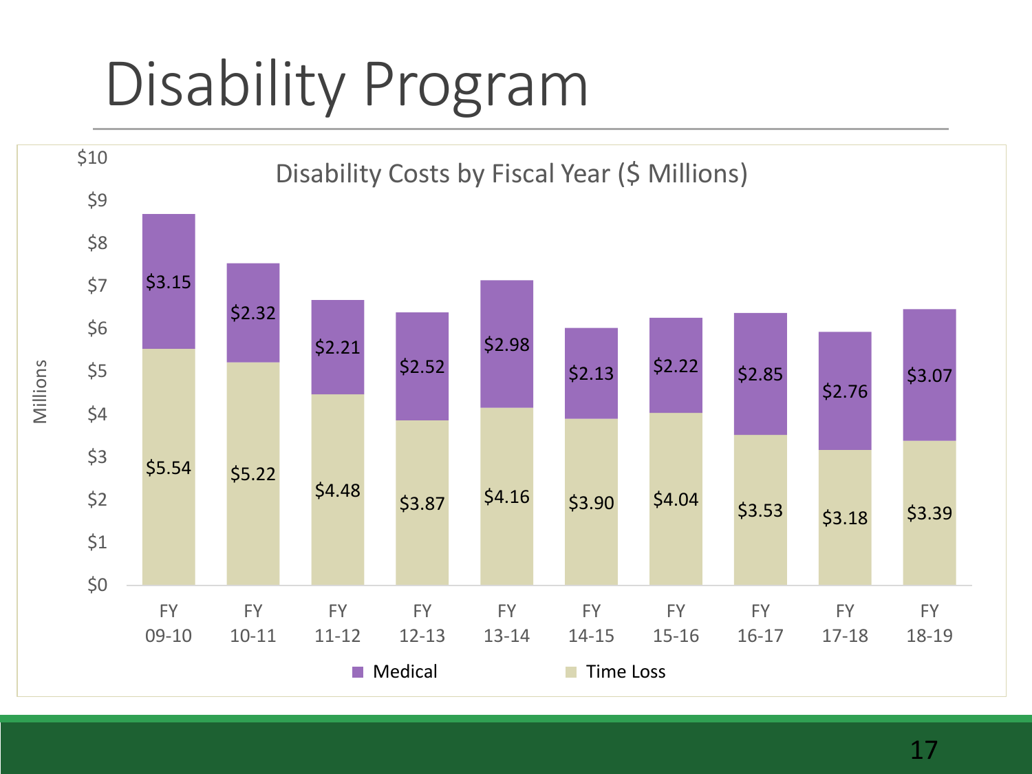# Disability Program

**Disability Costs by Fiscal Year ($ Millions)**

| Fiscal Year | Medical | Time Loss |
|---|---|---|
| FY 09-10 | $3.15 | $5.54 |
| FY 10-11 | $2.32 | $5.22 |
| FY 11-12 | $2.21 | $4.48 |
| FY 12-13 | $2.52 | $3.87 |
| FY 13-14 | $2.98 | $4.16 |
| FY 14-15 | $2.13 | $3.90 |
| FY 15-16 | $2.22 | $4.04 |
| FY 16-17 | $2.85 | $3.53 |
| FY 17-18 | $2.76 | $3.18 |
| FY 18-19 | $3.07 | $3.39 |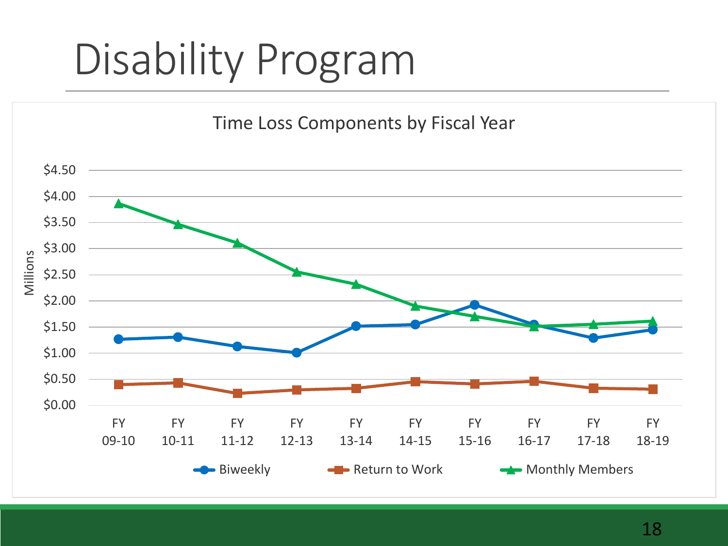# Disability Program

Time Loss Components by Fiscal Year

Millions

$4.50
$4.00
$3.50
$3.00
$2.50
$2.00
$1.50
$1.00
$0.50
$0.00

FY 09-10 | FY 10-11 | FY 11-12 | FY 12-13 | FY 13-14 | FY 14-15 | FY 15-16 | FY 16-17 | FY 17-18 | FY 18-19

Biweekly | Return to Work | Monthly Members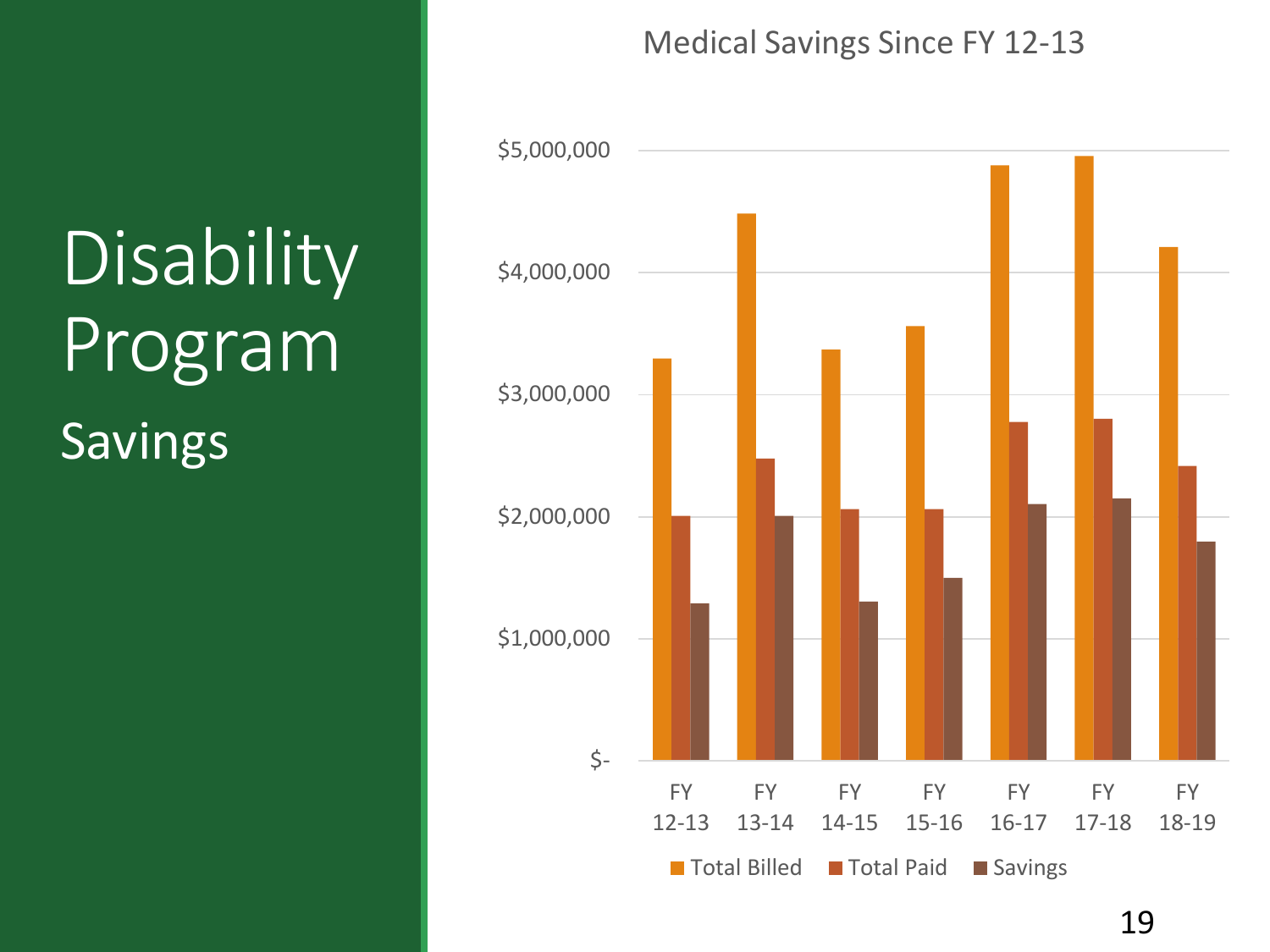# Disability Program

## Savings

Medical Savings Since FY 12-13

| | Total Billed | Total Paid | Savings |
|---|---|---|---|
| FY 12-13 | ~$3,300,000 | ~$2,000,000 | ~$1,300,000 |
| FY 13-14 | ~$4,480,000 | ~$2,480,000 | ~$2,000,000 |
| FY 14-15 | ~$3,370,000 | ~$2,060,000 | ~$1,310,000 |
| FY 15-16 | ~$3,560,000 | ~$2,060,000 | ~$1,500,000 |
| FY 16-17 | ~$4,880,000 | ~$2,780,000 | ~$2,100,000 |
| FY 17-18 | ~$4,960,000 | ~$2,800,000 | ~$2,150,000 |
| FY 18-19 | ~$4,210,000 | ~$2,410,000 | ~$1,800,000 |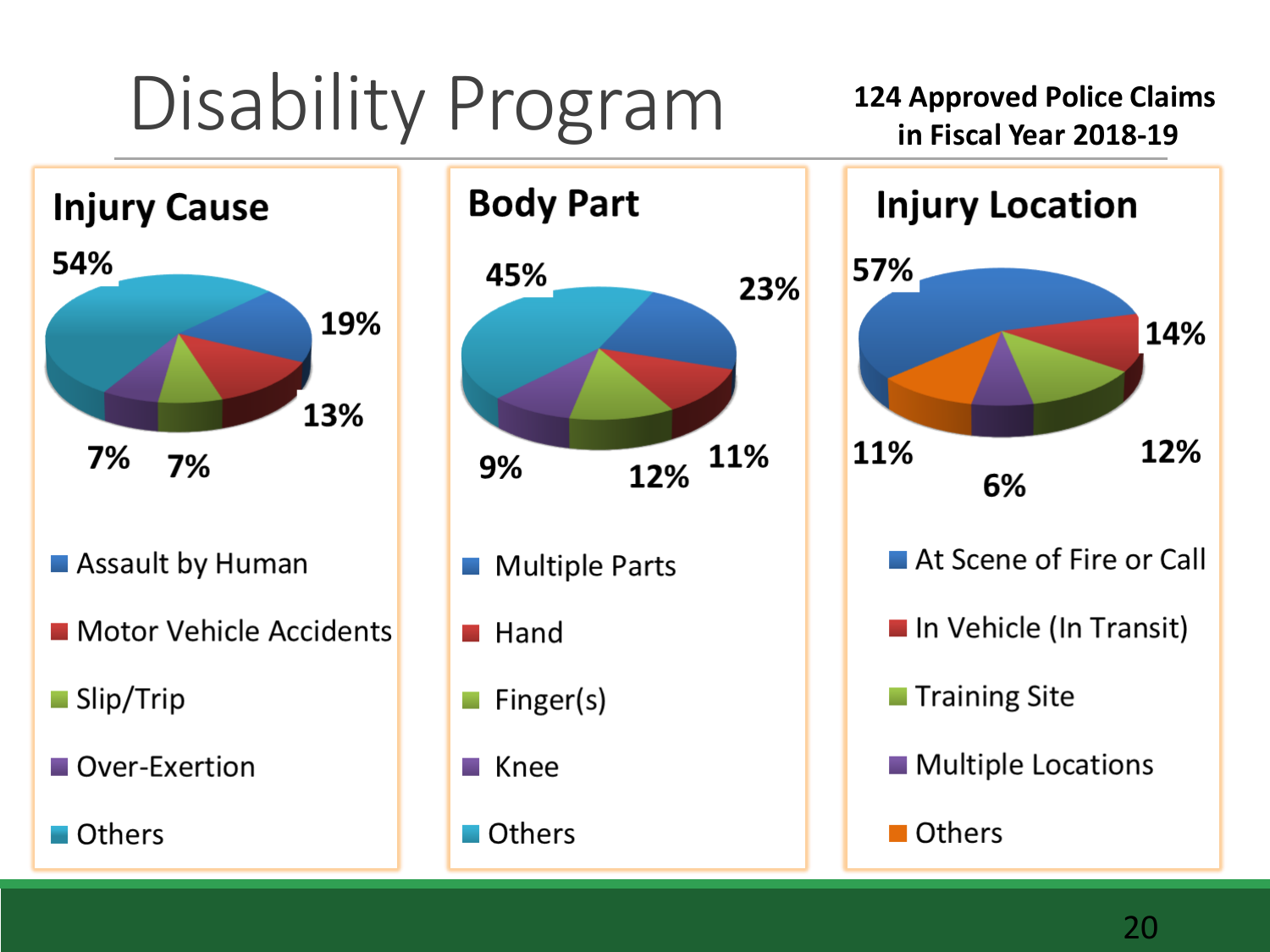# Disability Program

**124 Approved Police Claims in Fiscal Year 2018-19**

## Injury Cause

54%, 19%, 13%, 7%, 7%

- Assault by Human
- Motor Vehicle Accidents
- Slip/Trip
- Over-Exertion
- Others

## Body Part

45%, 23%, 11%, 12%, 9%

- Multiple Parts
- Hand
- Finger(s)
- Knee
- Others

## Injury Location

57%, 14%, 12%, 6%, 11%

- At Scene of Fire or Call
- In Vehicle (In Transit)
- Training Site
- Multiple Locations
- Others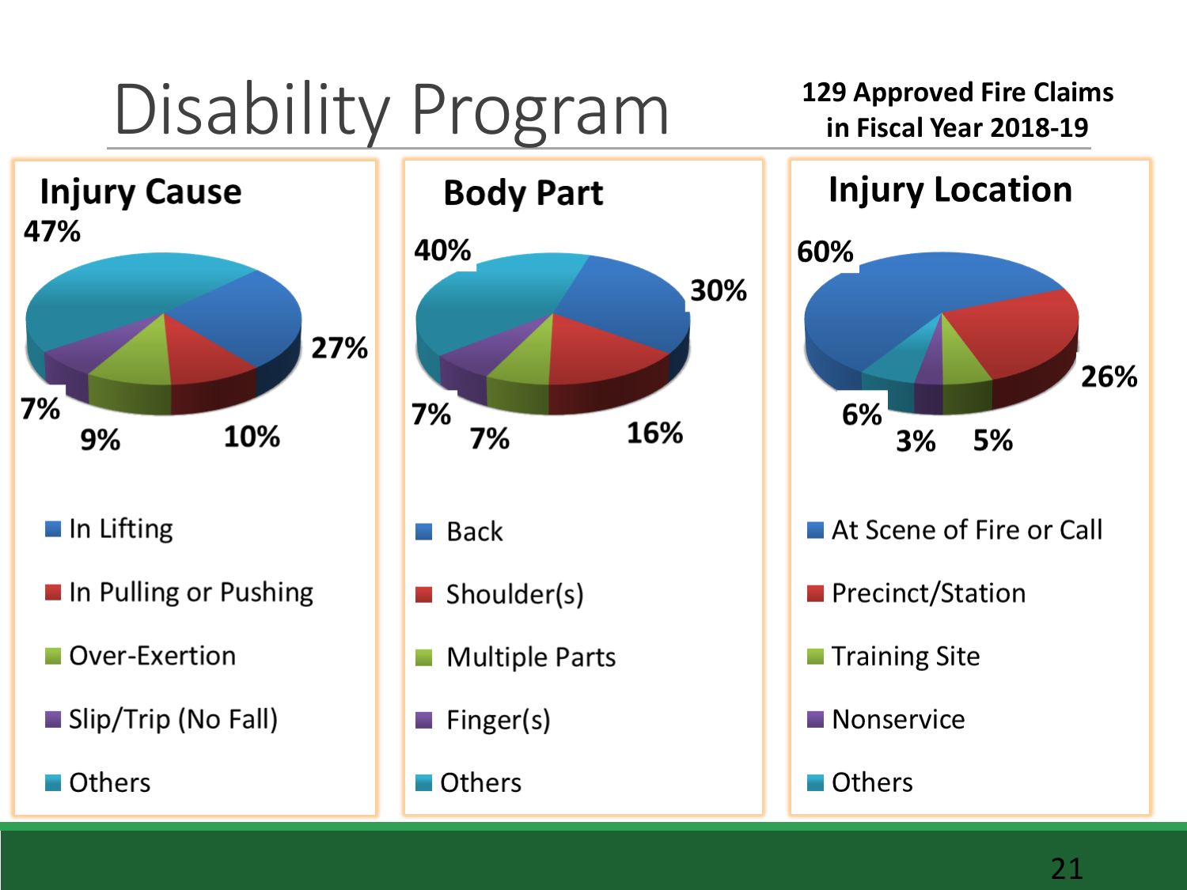# Disability Program

**129 Approved Fire Claims in Fiscal Year 2018-19**

## Injury Cause

| Category | Percentage |
|---|---|
| In Lifting | 27% |
| In Pulling or Pushing | 10% |
| Over-Exertion | 9% |
| Slip/Trip (No Fall) | 7% |
| Others | 47% |

## Body Part

| Category | Percentage |
|---|---|
| Back | 30% |
| Shoulder(s) | 16% |
| Multiple Parts | 7% |
| Finger(s) | 7% |
| Others | 40% |

## Injury Location

| Category | Percentage |
|---|---|
| At Scene of Fire or Call | 60% |
| Precinct/Station | 26% |
| Training Site | 5% |
| Nonservice | 3% |
| Others | 6% |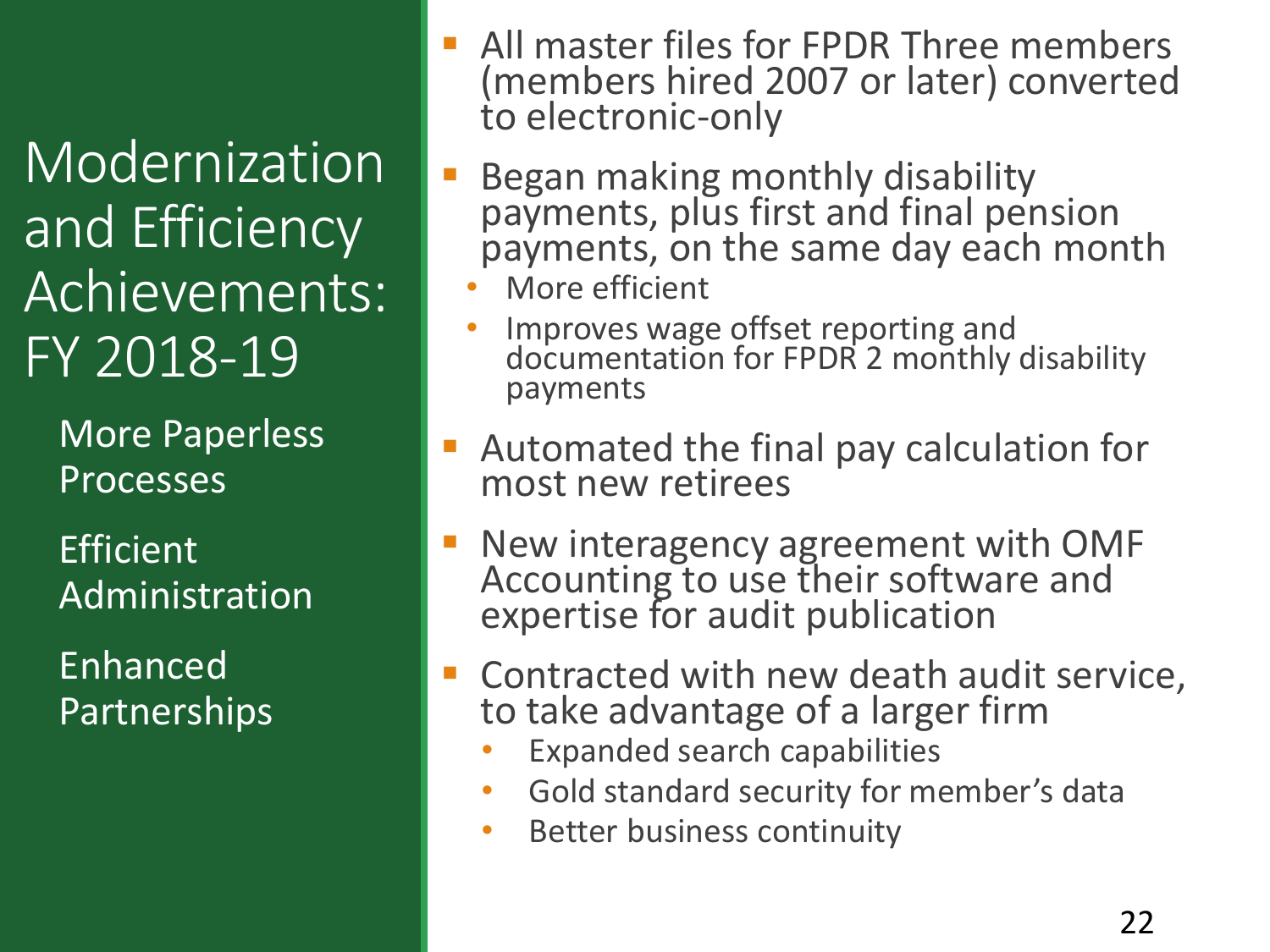# Modernization and Efficiency Achievements: FY 2018-19

More Paperless Processes

Efficient Administration

Enhanced Partnerships

- All master files for FPDR Three members (members hired 2007 or later) converted to electronic-only
- Began making monthly disability payments, plus first and final pension payments, on the same day each month
  - More efficient
  - Improves wage offset reporting and documentation for FPDR 2 monthly disability payments
- Automated the final pay calculation for most new retirees
- New interagency agreement with OMF Accounting to use their software and expertise for audit publication
- Contracted with new death audit service, to take advantage of a larger firm
  - Expanded search capabilities
  - Gold standard security for member's data
  - Better business continuity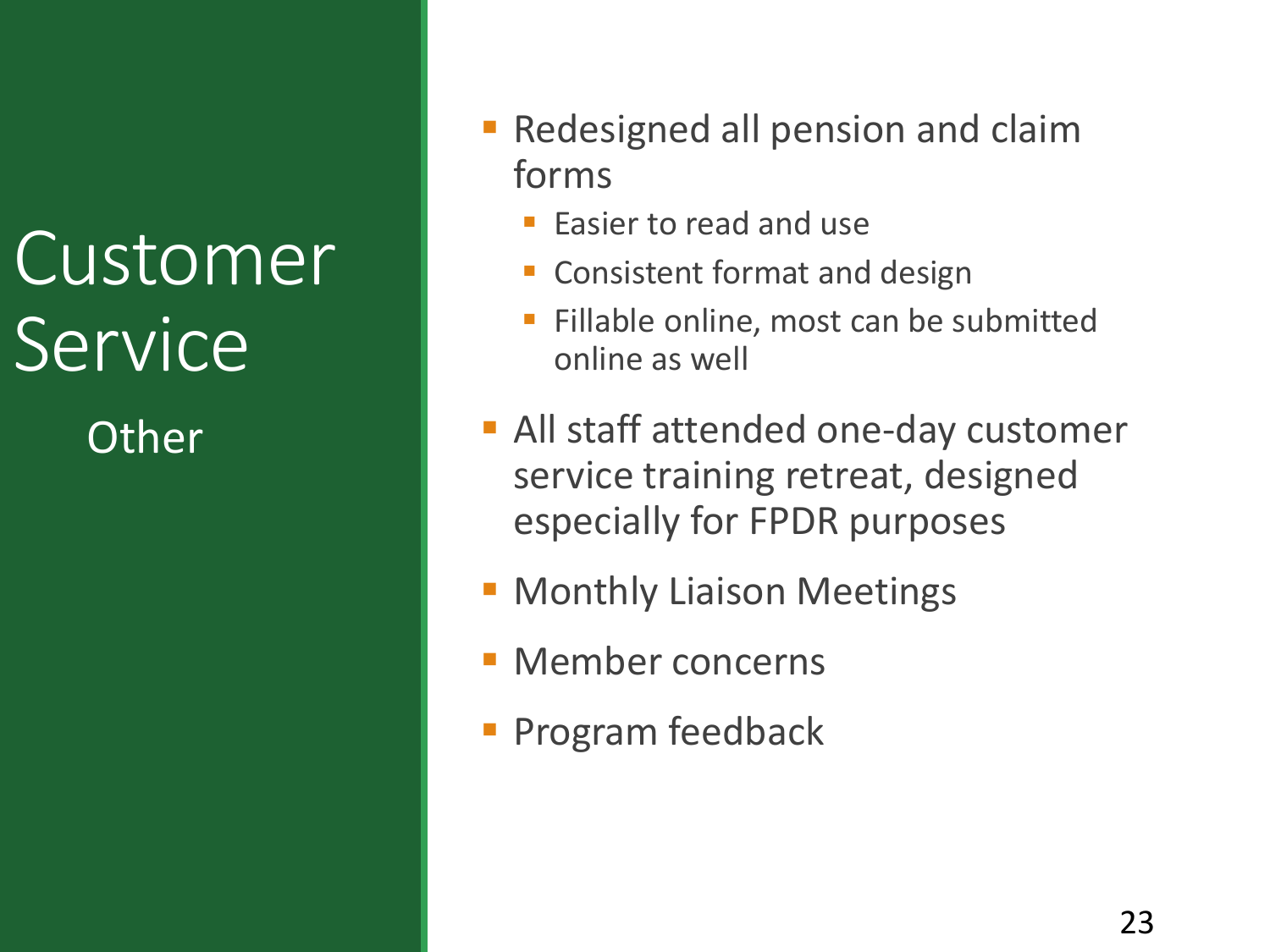# Customer Service

## Other

- Redesigned all pension and claim forms
  - Easier to read and use
  - Consistent format and design
  - Fillable online, most can be submitted online as well
- All staff attended one-day customer service training retreat, designed especially for FPDR purposes
- Monthly Liaison Meetings
- Member concerns
- Program feedback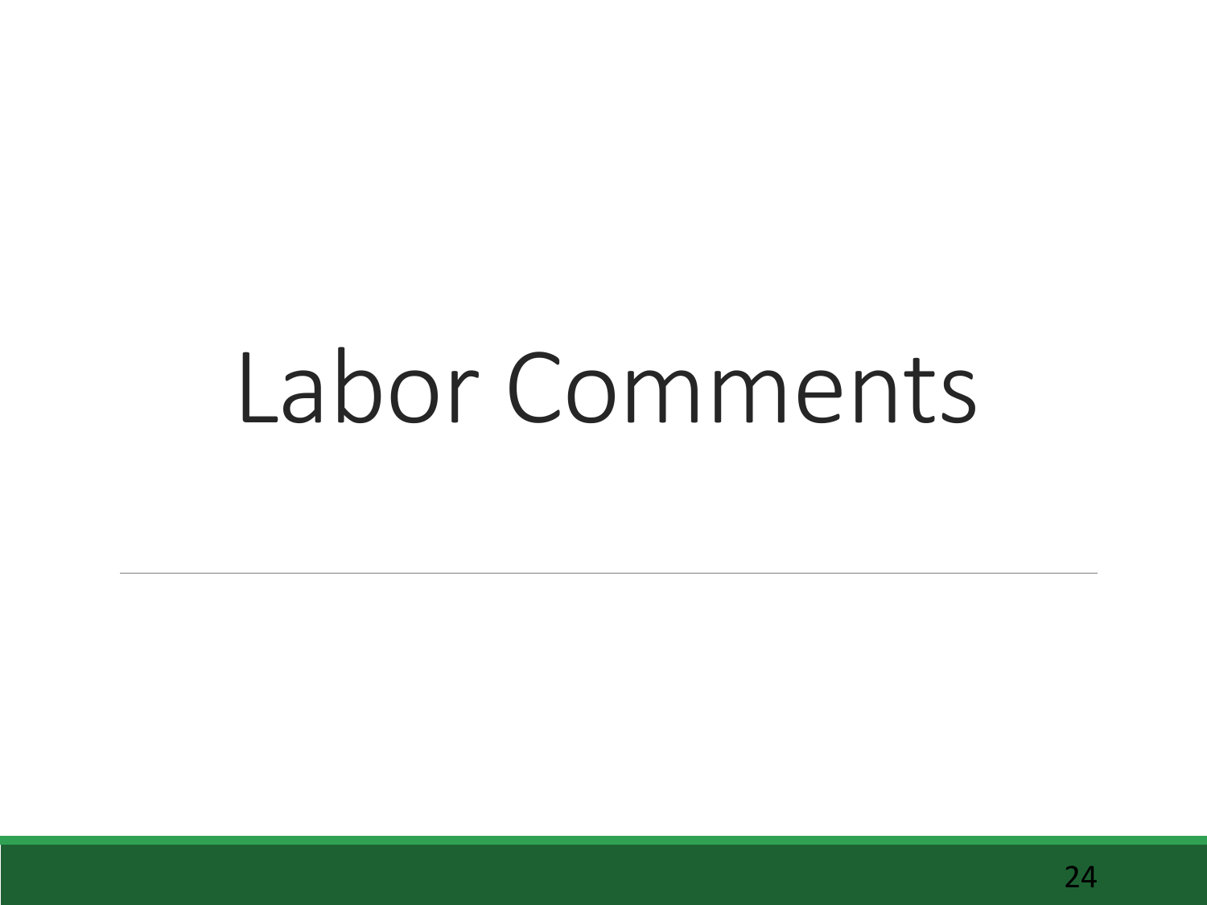# Labor Comments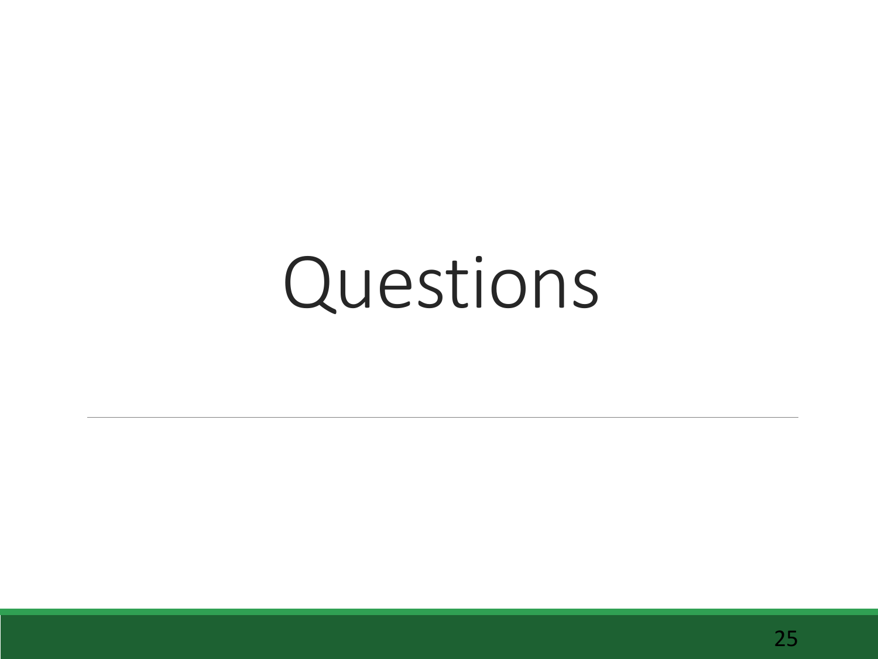# Questions